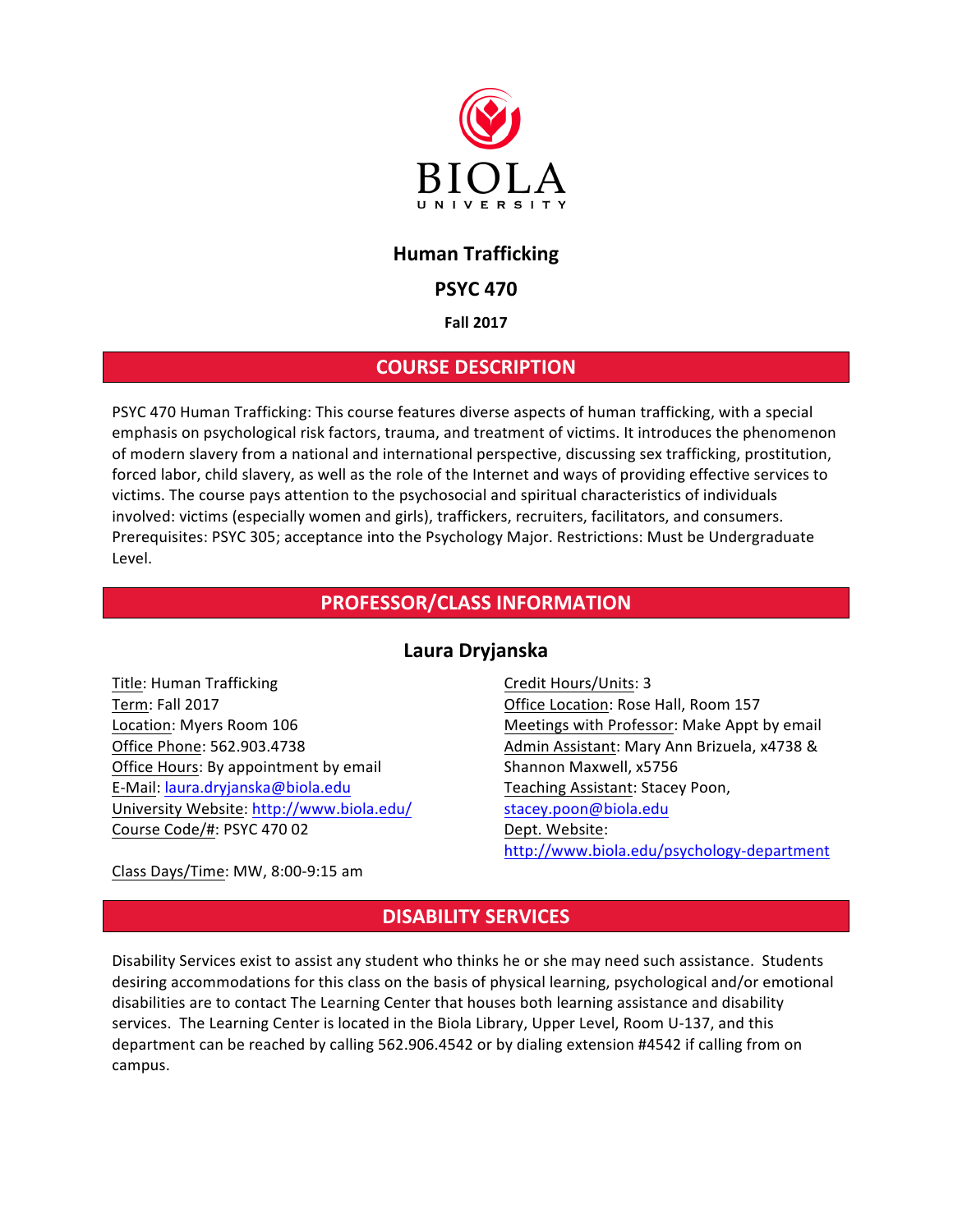BIOLA
UNIVERSITY

# Human Trafficking

## PSYC 470

### Fall 2017

## COURSE DESCRIPTION

PSYC 470 Human Trafficking: This course features diverse aspects of human trafficking, with a special emphasis on psychological risk factors, trauma, and treatment of victims. It introduces the phenomenon of modern slavery from a national and international perspective, discussing sex trafficking, prostitution, forced labor, child slavery, as well as the role of the Internet and ways of providing effective services to victims. The course pays attention to the psychosocial and spiritual characteristics of individuals involved: victims (especially women and girls), traffickers, recruiters, facilitators, and consumers. Prerequisites: PSYC 305; acceptance into the Psychology Major. Restrictions: Must be Undergraduate Level.

## PROFESSOR/CLASS INFORMATION

### Laura Dryjanska

Title: Human Trafficking
Term: Fall 2017
Location: Myers Room 106
Office Phone: 562.903.4738
Office Hours: By appointment by email
E-Mail: laura.dryjanska@biola.edu
University Website: http://www.biola.edu/
Course Code/#: PSYC 470 02

Class Days/Time: MW, 8:00-9:15 am

Credit Hours/Units: 3
Office Location: Rose Hall, Room 157
Meetings with Professor: Make Appt by email
Admin Assistant: Mary Ann Brizuela, x4738 & Shannon Maxwell, x5756
Teaching Assistant: Stacey Poon, stacey.poon@biola.edu
Dept. Website: http://www.biola.edu/psychology-department

## DISABILITY SERVICES

Disability Services exist to assist any student who thinks he or she may need such assistance. Students desiring accommodations for this class on the basis of physical learning, psychological and/or emotional disabilities are to contact The Learning Center that houses both learning assistance and disability services. The Learning Center is located in the Biola Library, Upper Level, Room U-137, and this department can be reached by calling 562.906.4542 or by dialing extension #4542 if calling from on campus.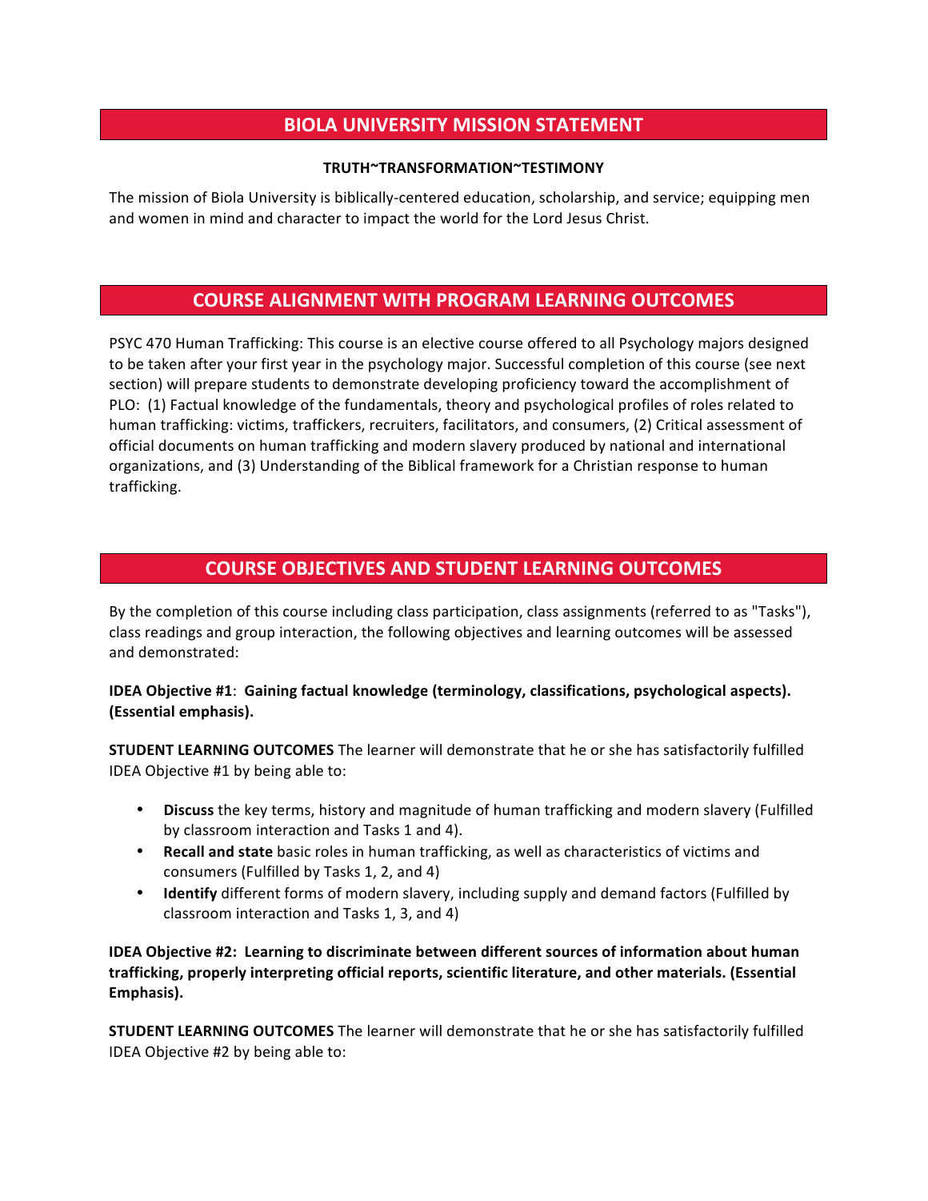## BIOLA UNIVERSITY MISSION STATEMENT

**TRUTH~TRANSFORMATION~TESTIMONY**

The mission of Biola University is biblically-centered education, scholarship, and service; equipping men and women in mind and character to impact the world for the Lord Jesus Christ.

## COURSE ALIGNMENT WITH PROGRAM LEARNING OUTCOMES

PSYC 470 Human Trafficking: This course is an elective course offered to all Psychology majors designed to be taken after your first year in the psychology major. Successful completion of this course (see next section) will prepare students to demonstrate developing proficiency toward the accomplishment of PLO: (1) Factual knowledge of the fundamentals, theory and psychological profiles of roles related to human trafficking: victims, traffickers, recruiters, facilitators, and consumers, (2) Critical assessment of official documents on human trafficking and modern slavery produced by national and international organizations, and (3) Understanding of the Biblical framework for a Christian response to human trafficking.

## COURSE OBJECTIVES AND STUDENT LEARNING OUTCOMES

By the completion of this course including class participation, class assignments (referred to as "Tasks"), class readings and group interaction, the following objectives and learning outcomes will be assessed and demonstrated:

**IDEA Objective #1**: **Gaining factual knowledge (terminology, classifications, psychological aspects). (Essential emphasis).**

**STUDENT LEARNING OUTCOMES** The learner will demonstrate that he or she has satisfactorily fulfilled IDEA Objective #1 by being able to:

- **Discuss** the key terms, history and magnitude of human trafficking and modern slavery (Fulfilled by classroom interaction and Tasks 1 and 4).
- **Recall and state** basic roles in human trafficking, as well as characteristics of victims and consumers (Fulfilled by Tasks 1, 2, and 4)
- **Identify** different forms of modern slavery, including supply and demand factors (Fulfilled by classroom interaction and Tasks 1, 3, and 4)

**IDEA Objective #2: Learning to discriminate between different sources of information about human trafficking, properly interpreting official reports, scientific literature, and other materials. (Essential Emphasis).**

**STUDENT LEARNING OUTCOMES** The learner will demonstrate that he or she has satisfactorily fulfilled IDEA Objective #2 by being able to: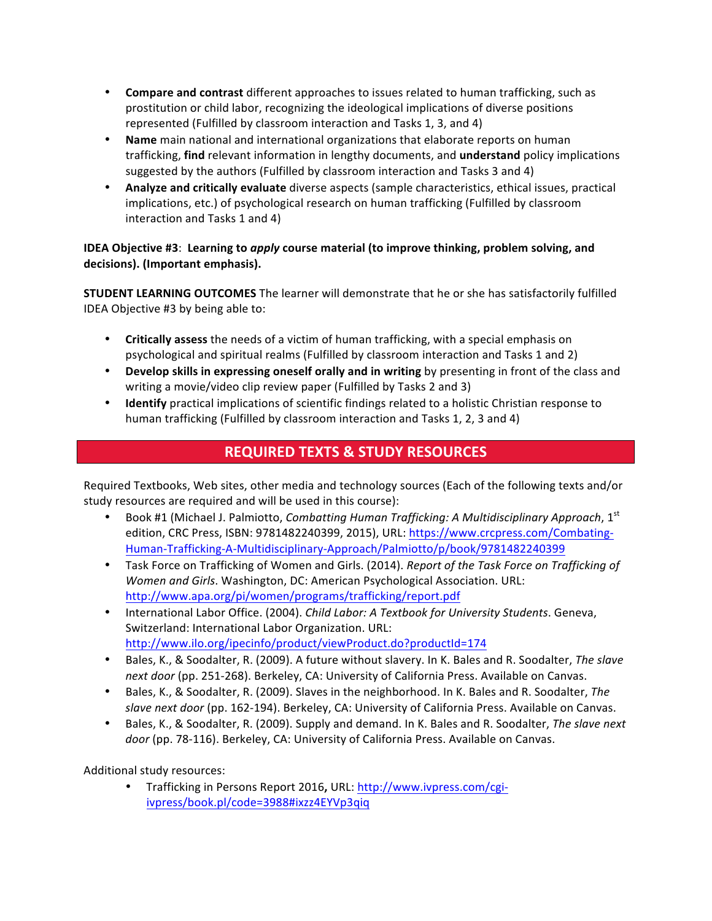- **Compare and contrast** different approaches to issues related to human trafficking, such as prostitution or child labor, recognizing the ideological implications of diverse positions represented (Fulfilled by classroom interaction and Tasks 1, 3, and 4)
- **Name** main national and international organizations that elaborate reports on human trafficking, **find** relevant information in lengthy documents, and **understand** policy implications suggested by the authors (Fulfilled by classroom interaction and Tasks 3 and 4)
- **Analyze and critically evaluate** diverse aspects (sample characteristics, ethical issues, practical implications, etc.) of psychological research on human trafficking (Fulfilled by classroom interaction and Tasks 1 and 4)

**IDEA Objective #3**: **Learning to *apply* course material (to improve thinking, problem solving, and decisions). (Important emphasis).**

**STUDENT LEARNING OUTCOMES** The learner will demonstrate that he or she has satisfactorily fulfilled IDEA Objective #3 by being able to:

- **Critically assess** the needs of a victim of human trafficking, with a special emphasis on psychological and spiritual realms (Fulfilled by classroom interaction and Tasks 1 and 2)
- **Develop skills in expressing oneself orally and in writing** by presenting in front of the class and writing a movie/video clip review paper (Fulfilled by Tasks 2 and 3)
- **Identify** practical implications of scientific findings related to a holistic Christian response to human trafficking (Fulfilled by classroom interaction and Tasks 1, 2, 3 and 4)

## REQUIRED TEXTS & STUDY RESOURCES

Required Textbooks, Web sites, other media and technology sources (Each of the following texts and/or study resources are required and will be used in this course):

- Book #1 (Michael J. Palmiotto, *Combatting Human Trafficking: A Multidisciplinary Approach*, 1st edition, CRC Press, ISBN: 9781482240399, 2015), URL: https://www.crcpress.com/Combating-Human-Trafficking-A-Multidisciplinary-Approach/Palmiotto/p/book/9781482240399
- Task Force on Trafficking of Women and Girls. (2014). *Report of the Task Force on Trafficking of Women and Girls*. Washington, DC: American Psychological Association. URL: http://www.apa.org/pi/women/programs/trafficking/report.pdf
- International Labor Office. (2004). *Child Labor: A Textbook for University Students*. Geneva, Switzerland: International Labor Organization. URL: http://www.ilo.org/ipecinfo/product/viewProduct.do?productId=174
- Bales, K., & Soodalter, R. (2009). A future without slavery. In K. Bales and R. Soodalter, *The slave next door* (pp. 251-268). Berkeley, CA: University of California Press. Available on Canvas.
- Bales, K., & Soodalter, R. (2009). Slaves in the neighborhood. In K. Bales and R. Soodalter, *The slave next door* (pp. 162-194). Berkeley, CA: University of California Press. Available on Canvas.
- Bales, K., & Soodalter, R. (2009). Supply and demand. In K. Bales and R. Soodalter, *The slave next door* (pp. 78-116). Berkeley, CA: University of California Press. Available on Canvas.

Additional study resources:

- Trafficking in Persons Report 2016**,** URL: http://www.ivpress.com/cgi-ivpress/book.pl/code=3988#ixzz4EYVp3qiq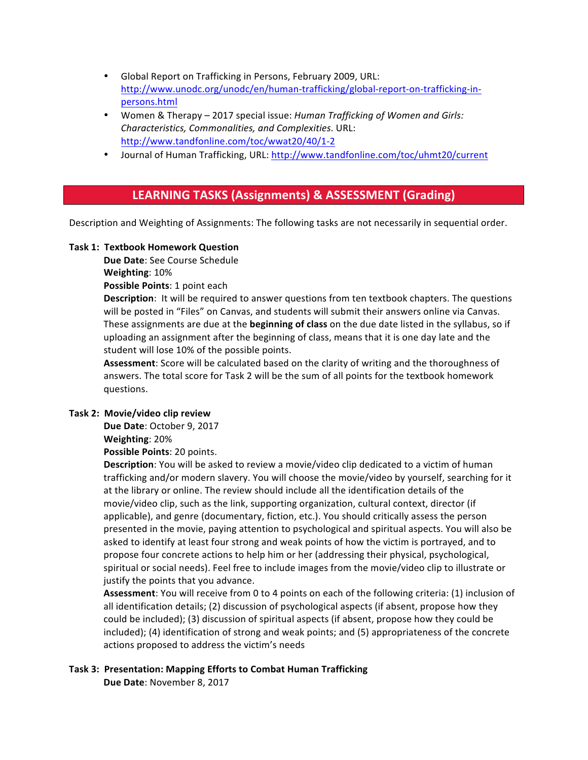- Global Report on Trafficking in Persons, February 2009, URL: [http://www.unodc.org/unodc/en/human-trafficking/global-report-on-trafficking-in-persons.html](http://www.unodc.org/unodc/en/human-trafficking/global-report-on-trafficking-in-persons.html)
- Women & Therapy – 2017 special issue: *Human Trafficking of Women and Girls: Characteristics, Commonalities, and Complexities*. URL: [http://www.tandfonline.com/toc/wwat20/40/1-2](http://www.tandfonline.com/toc/wwat20/40/1-2)
- Journal of Human Trafficking, URL: [http://www.tandfonline.com/toc/uhmt20/current](http://www.tandfonline.com/toc/uhmt20/current)

## LEARNING TASKS (Assignments) & ASSESSMENT (Grading)

Description and Weighting of Assignments: The following tasks are not necessarily in sequential order.

**Task 1: Textbook Homework Question**

**Due Date**: See Course Schedule

**Weighting**: 10%

**Possible Points**: 1 point each

**Description**: It will be required to answer questions from ten textbook chapters. The questions will be posted in "Files" on Canvas, and students will submit their answers online via Canvas. These assignments are due at the **beginning of class** on the due date listed in the syllabus, so if uploading an assignment after the beginning of class, means that it is one day late and the student will lose 10% of the possible points.

**Assessment**: Score will be calculated based on the clarity of writing and the thoroughness of answers. The total score for Task 2 will be the sum of all points for the textbook homework questions.

**Task 2: Movie/video clip review**

**Due Date**: October 9, 2017

**Weighting**: 20%

**Possible Points**: 20 points.

**Description**: You will be asked to review a movie/video clip dedicated to a victim of human trafficking and/or modern slavery. You will choose the movie/video by yourself, searching for it at the library or online. The review should include all the identification details of the movie/video clip, such as the link, supporting organization, cultural context, director (if applicable), and genre (documentary, fiction, etc.). You should critically assess the person presented in the movie, paying attention to psychological and spiritual aspects. You will also be asked to identify at least four strong and weak points of how the victim is portrayed, and to propose four concrete actions to help him or her (addressing their physical, psychological, spiritual or social needs). Feel free to include images from the movie/video clip to illustrate or justify the points that you advance.

**Assessment**: You will receive from 0 to 4 points on each of the following criteria: (1) inclusion of all identification details; (2) discussion of psychological aspects (if absent, propose how they could be included); (3) discussion of spiritual aspects (if absent, propose how they could be included); (4) identification of strong and weak points; and (5) appropriateness of the concrete actions proposed to address the victim's needs

**Task 3: Presentation: Mapping Efforts to Combat Human Trafficking**

**Due Date**: November 8, 2017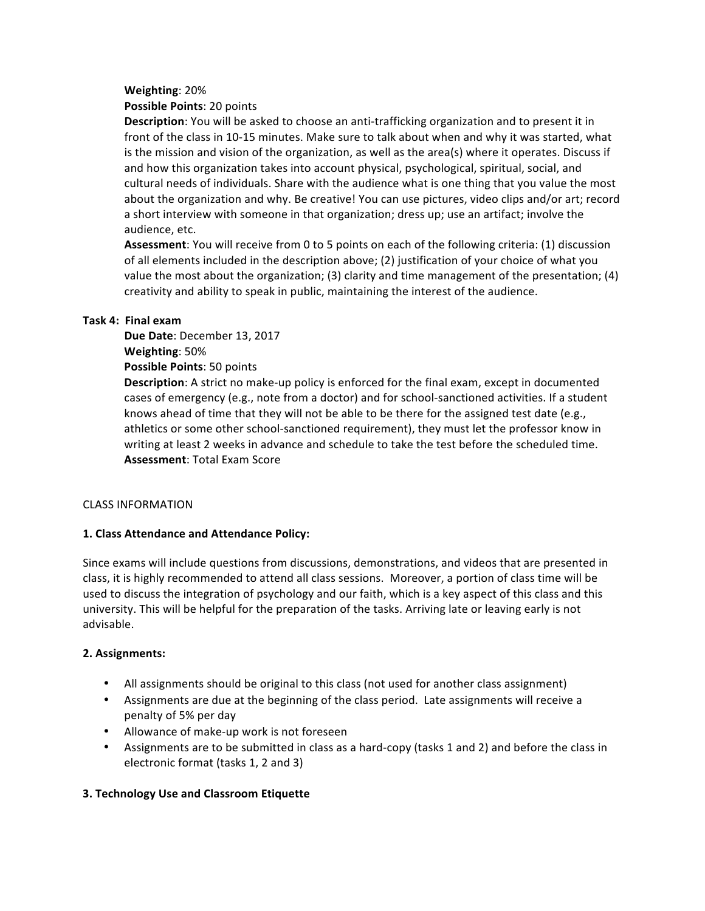**Weighting**: 20%
**Possible Points**: 20 points
**Description**: You will be asked to choose an anti-trafficking organization and to present it in front of the class in 10-15 minutes. Make sure to talk about when and why it was started, what is the mission and vision of the organization, as well as the area(s) where it operates. Discuss if and how this organization takes into account physical, psychological, spiritual, social, and cultural needs of individuals. Share with the audience what is one thing that you value the most about the organization and why. Be creative! You can use pictures, video clips and/or art; record a short interview with someone in that organization; dress up; use an artifact; involve the audience, etc.
**Assessment**: You will receive from 0 to 5 points on each of the following criteria: (1) discussion of all elements included in the description above; (2) justification of your choice of what you value the most about the organization; (3) clarity and time management of the presentation; (4) creativity and ability to speak in public, maintaining the interest of the audience.

**Task 4: Final exam**
**Due Date**: December 13, 2017
**Weighting**: 50%
**Possible Points**: 50 points
**Description**: A strict no make-up policy is enforced for the final exam, except in documented cases of emergency (e.g., note from a doctor) and for school-sanctioned activities. If a student knows ahead of time that they will not be able to be there for the assigned test date (e.g., athletics or some other school-sanctioned requirement), they must let the professor know in writing at least 2 weeks in advance and schedule to take the test before the scheduled time.
**Assessment**: Total Exam Score

CLASS INFORMATION

**1. Class Attendance and Attendance Policy:**

Since exams will include questions from discussions, demonstrations, and videos that are presented in class, it is highly recommended to attend all class sessions. Moreover, a portion of class time will be used to discuss the integration of psychology and our faith, which is a key aspect of this class and this university. This will be helpful for the preparation of the tasks. Arriving late or leaving early is not advisable.

**2. Assignments:**

- All assignments should be original to this class (not used for another class assignment)
- Assignments are due at the beginning of the class period. Late assignments will receive a penalty of 5% per day
- Allowance of make-up work is not foreseen
- Assignments are to be submitted in class as a hard-copy (tasks 1 and 2) and before the class in electronic format (tasks 1, 2 and 3)

**3. Technology Use and Classroom Etiquette**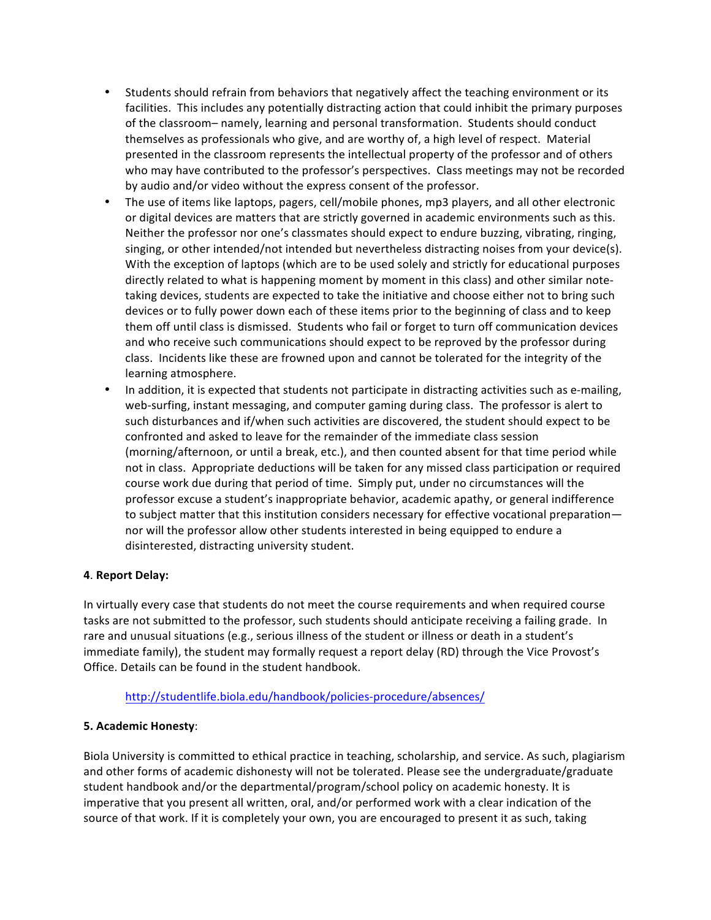- Students should refrain from behaviors that negatively affect the teaching environment or its facilities. This includes any potentially distracting action that could inhibit the primary purposes of the classroom– namely, learning and personal transformation. Students should conduct themselves as professionals who give, and are worthy of, a high level of respect. Material presented in the classroom represents the intellectual property of the professor and of others who may have contributed to the professor's perspectives. Class meetings may not be recorded by audio and/or video without the express consent of the professor.
- The use of items like laptops, pagers, cell/mobile phones, mp3 players, and all other electronic or digital devices are matters that are strictly governed in academic environments such as this. Neither the professor nor one's classmates should expect to endure buzzing, vibrating, ringing, singing, or other intended/not intended but nevertheless distracting noises from your device(s). With the exception of laptops (which are to be used solely and strictly for educational purposes directly related to what is happening moment by moment in this class) and other similar note-taking devices, students are expected to take the initiative and choose either not to bring such devices or to fully power down each of these items prior to the beginning of class and to keep them off until class is dismissed. Students who fail or forget to turn off communication devices and who receive such communications should expect to be reproved by the professor during class. Incidents like these are frowned upon and cannot be tolerated for the integrity of the learning atmosphere.
- In addition, it is expected that students not participate in distracting activities such as e-mailing, web-surfing, instant messaging, and computer gaming during class. The professor is alert to such disturbances and if/when such activities are discovered, the student should expect to be confronted and asked to leave for the remainder of the immediate class session (morning/afternoon, or until a break, etc.), and then counted absent for that time period while not in class. Appropriate deductions will be taken for any missed class participation or required course work due during that period of time. Simply put, under no circumstances will the professor excuse a student's inappropriate behavior, academic apathy, or general indifference to subject matter that this institution considers necessary for effective vocational preparation—nor will the professor allow other students interested in being equipped to endure a disinterested, distracting university student.

**4. Report Delay:**

In virtually every case that students do not meet the course requirements and when required course tasks are not submitted to the professor, such students should anticipate receiving a failing grade. In rare and unusual situations (e.g., serious illness of the student or illness or death in a student's immediate family), the student may formally request a report delay (RD) through the Vice Provost's Office. Details can be found in the student handbook.

http://studentlife.biola.edu/handbook/policies-procedure/absences/

**5. Academic Honesty**:

Biola University is committed to ethical practice in teaching, scholarship, and service. As such, plagiarism and other forms of academic dishonesty will not be tolerated. Please see the undergraduate/graduate student handbook and/or the departmental/program/school policy on academic honesty. It is imperative that you present all written, oral, and/or performed work with a clear indication of the source of that work. If it is completely your own, you are encouraged to present it as such, taking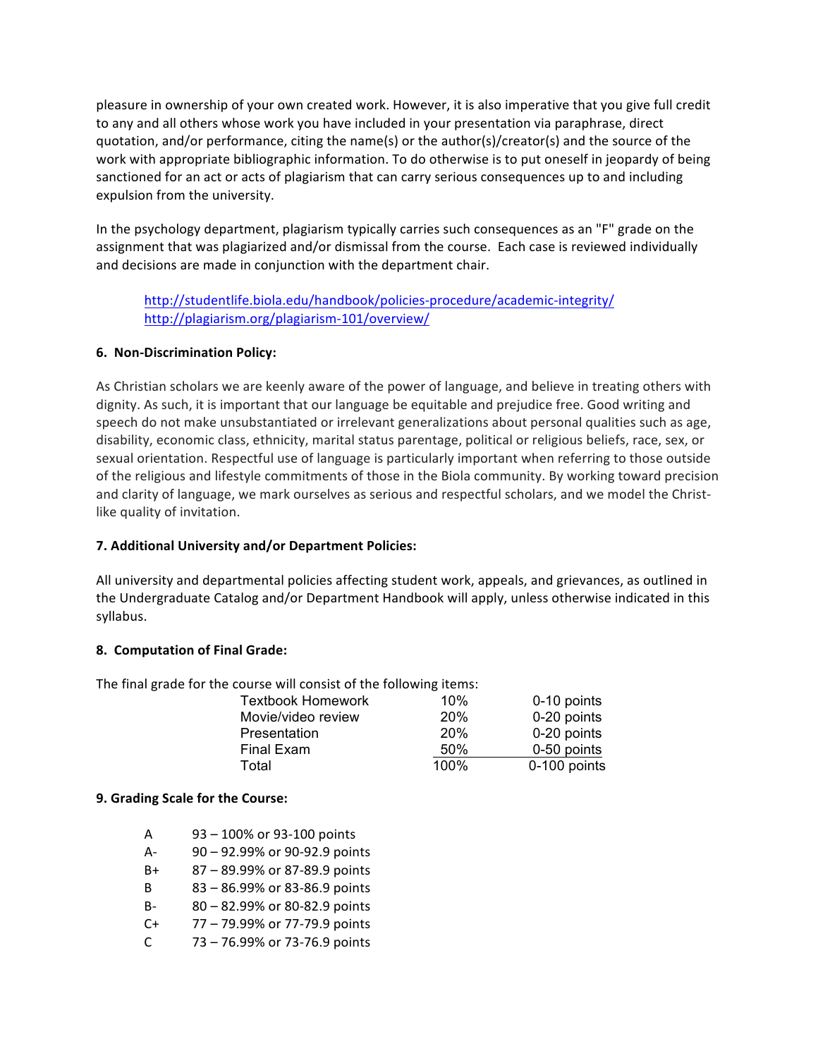pleasure in ownership of your own created work. However, it is also imperative that you give full credit to any and all others whose work you have included in your presentation via paraphrase, direct quotation, and/or performance, citing the name(s) or the author(s)/creator(s) and the source of the work with appropriate bibliographic information. To do otherwise is to put oneself in jeopardy of being sanctioned for an act or acts of plagiarism that can carry serious consequences up to and including expulsion from the university.

In the psychology department, plagiarism typically carries such consequences as an "F" grade on the assignment that was plagiarized and/or dismissal from the course. Each case is reviewed individually and decisions are made in conjunction with the department chair.

> http://studentlife.biola.edu/handbook/policies-procedure/academic-integrity/
> http://plagiarism.org/plagiarism-101/overview/

**6. Non-Discrimination Policy:**

As Christian scholars we are keenly aware of the power of language, and believe in treating others with dignity. As such, it is important that our language be equitable and prejudice free. Good writing and speech do not make unsubstantiated or irrelevant generalizations about personal qualities such as age, disability, economic class, ethnicity, marital status parentage, political or religious beliefs, race, sex, or sexual orientation. Respectful use of language is particularly important when referring to those outside of the religious and lifestyle commitments of those in the Biola community. By working toward precision and clarity of language, we mark ourselves as serious and respectful scholars, and we model the Christ-like quality of invitation.

**7. Additional University and/or Department Policies:**

All university and departmental policies affecting student work, appeals, and grievances, as outlined in the Undergraduate Catalog and/or Department Handbook will apply, unless otherwise indicated in this syllabus.

**8. Computation of Final Grade:**

The final grade for the course will consist of the following items:

| Item | Percent | Points |
|---|---|---|
| Textbook Homework | 10% | 0-10 points |
| Movie/video review | 20% | 0-20 points |
| Presentation | 20% | 0-20 points |
| Final Exam | 50% | 0-50 points |
| Total | 100% | 0-100 points |

**9. Grading Scale for the Course:**

| Grade | Range |
|---|---|
| A | 93 – 100% or 93-100 points |
| A- | 90 – 92.99% or 90-92.9 points |
| B+ | 87 – 89.99% or 87-89.9 points |
| B | 83 – 86.99% or 83-86.9 points |
| B- | 80 – 82.99% or 80-82.9 points |
| C+ | 77 – 79.99% or 77-79.9 points |
| C | 73 – 76.99% or 73-76.9 points |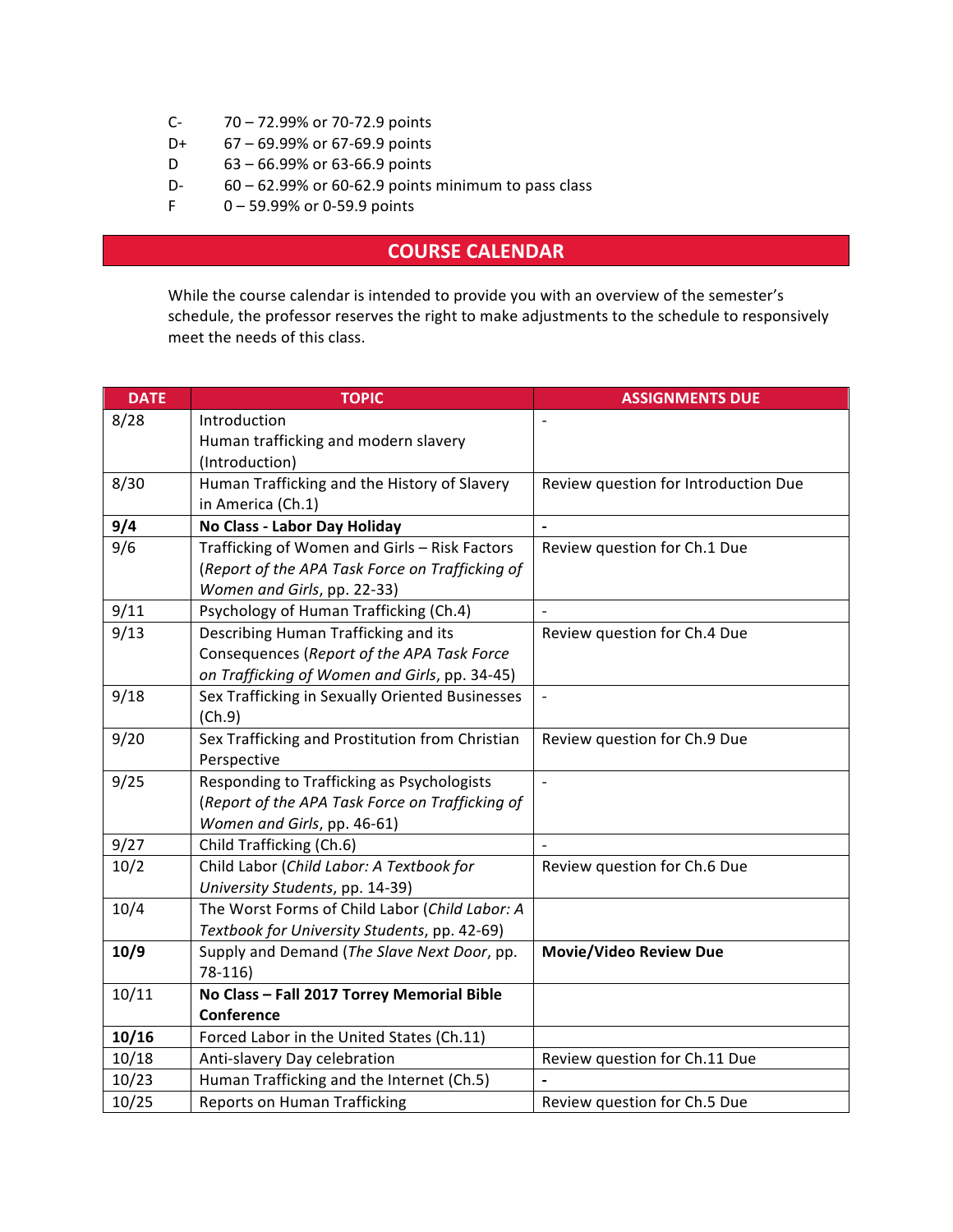C- 70 – 72.99% or 70-72.9 points
D+ 67 – 69.99% or 67-69.9 points
D 63 – 66.99% or 63-66.9 points
D- 60 – 62.99% or 60-62.9 points minimum to pass class
F 0 – 59.99% or 0-59.9 points

## COURSE CALENDAR

While the course calendar is intended to provide you with an overview of the semester's schedule, the professor reserves the right to make adjustments to the schedule to responsively meet the needs of this class.

| DATE | TOPIC | ASSIGNMENTS DUE |
|---|---|---|
| 8/28 | Introduction<br>Human trafficking and modern slavery (Introduction) | - |
| 8/30 | Human Trafficking and the History of Slavery in America (Ch.1) | Review question for Introduction Due |
| **9/4** | **No Class - Labor Day Holiday** | **-** |
| 9/6 | Trafficking of Women and Girls – Risk Factors (*Report of the APA Task Force on Trafficking of Women and Girls*, pp. 22-33) | Review question for Ch.1 Due |
| 9/11 | Psychology of Human Trafficking (Ch.4) | - |
| 9/13 | Describing Human Trafficking and its Consequences (*Report of the APA Task Force on Trafficking of Women and Girls*, pp. 34-45) | Review question for Ch.4 Due |
| 9/18 | Sex Trafficking in Sexually Oriented Businesses (Ch.9) | - |
| 9/20 | Sex Trafficking and Prostitution from Christian Perspective | Review question for Ch.9 Due |
| 9/25 | Responding to Trafficking as Psychologists (*Report of the APA Task Force on Trafficking of Women and Girls*, pp. 46-61) | - |
| 9/27 | Child Trafficking (Ch.6) | - |
| 10/2 | Child Labor (*Child Labor: A Textbook for University Students*, pp. 14-39) | Review question for Ch.6 Due |
| 10/4 | The Worst Forms of Child Labor (*Child Labor: A Textbook for University Students*, pp. 42-69) | |
| **10/9** | Supply and Demand (*The Slave Next Door*, pp. 78-116) | **Movie/Video Review Due** |
| 10/11 | **No Class – Fall 2017 Torrey Memorial Bible Conference** | |
| **10/16** | Forced Labor in the United States (Ch.11) | |
| 10/18 | Anti-slavery Day celebration | Review question for Ch.11 Due |
| 10/23 | Human Trafficking and the Internet (Ch.5) | **-** |
| 10/25 | Reports on Human Trafficking | Review question for Ch.5 Due |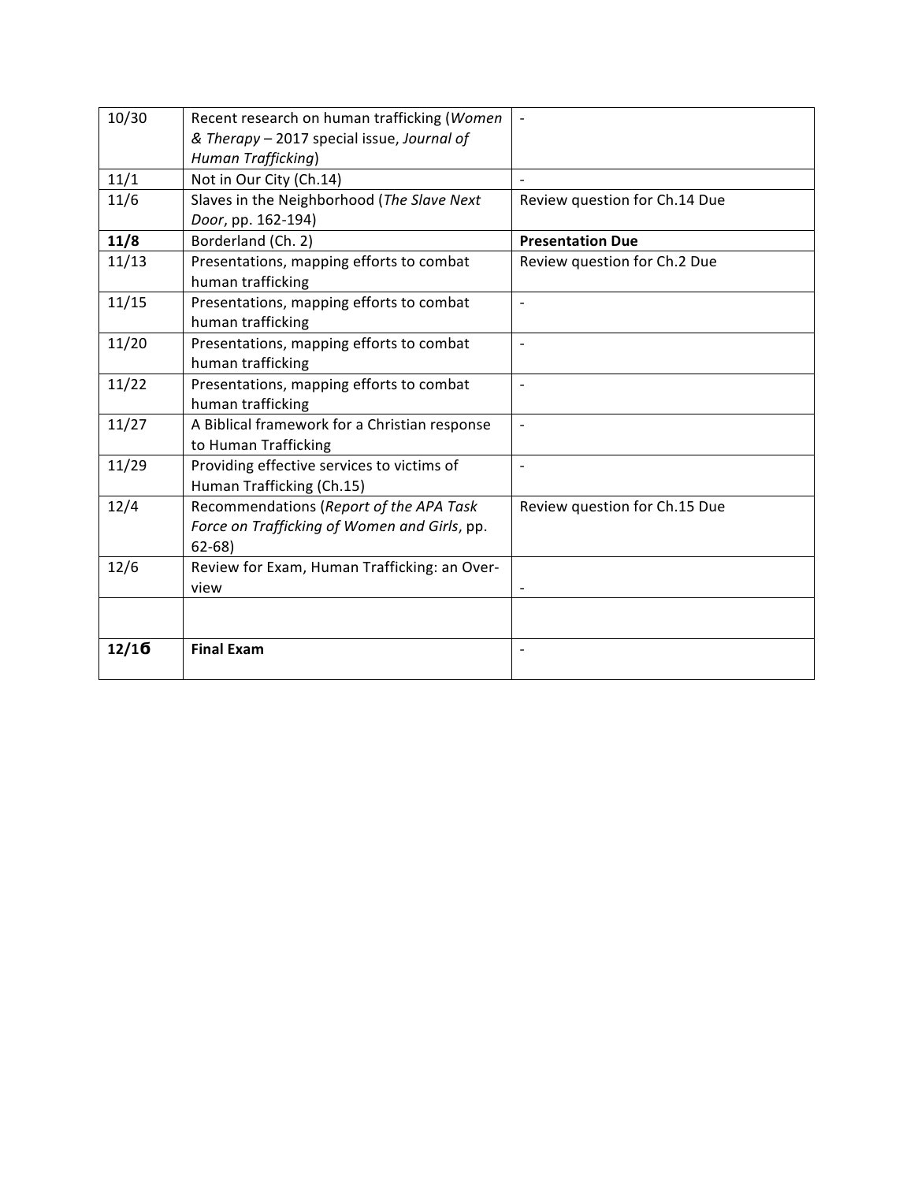| | | |
|---|---|---|
| 10/30 | Recent research on human trafficking (*Women & Therapy* – 2017 special issue, *Journal of Human Trafficking*) | - |
| 11/1 | Not in Our City (Ch.14) | - |
| 11/6 | Slaves in the Neighborhood (*The Slave Next Door*, pp. 162-194) | Review question for Ch.14 Due |
| **11/8** | Borderland (Ch. 2) | **Presentation Due** |
| 11/13 | Presentations, mapping efforts to combat human trafficking | Review question for Ch.2 Due |
| 11/15 | Presentations, mapping efforts to combat human trafficking | - |
| 11/20 | Presentations, mapping efforts to combat human trafficking | - |
| 11/22 | Presentations, mapping efforts to combat human trafficking | - |
| 11/27 | A Biblical framework for a Christian response to Human Trafficking | - |
| 11/29 | Providing effective services to victims of Human Trafficking (Ch.15) | - |
| 12/4 | Recommendations (*Report of the APA Task Force on Trafficking of Women and Girls*, pp. 62-68) | Review question for Ch.15 Due |
| 12/6 | Review for Exam, Human Trafficking: an Over-view | - |
| | | |
| **12/16** | **Final Exam** | - |